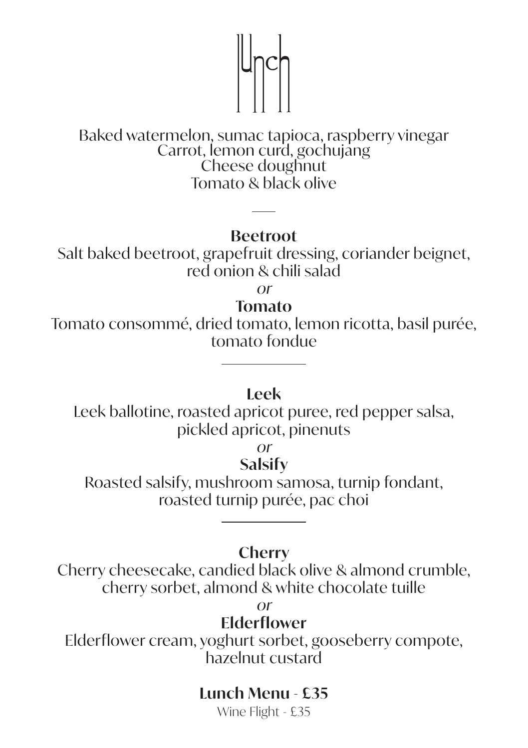# Lunch

Baked watermelon, sumac tapioca, raspberry vinegar
Carrot, lemon curd, gochujang
Cheese doughnut
Tomato & black olive

---

**Beetroot**
Salt baked beetroot, grapefruit dressing, coriander beignet, red onion & chili salad

*or*

**Tomato**
Tomato consommé, dried tomato, lemon ricotta, basil purée, tomato fondue

---

**Leek**
Leek ballotine, roasted apricot puree, red pepper salsa, pickled apricot, pinenuts

*or*

**Salsify**
Roasted salsify, mushroom samosa, turnip fondant, roasted turnip purée, pac choi

---

**Cherry**
Cherry cheesecake, candied black olive & almond crumble, cherry sorbet, almond & white chocolate tuille

*or*

**Elderflower**
Elderflower cream, yoghurt sorbet, gooseberry compote, hazelnut custard

**Lunch Menu** - £35

Wine Flight - £35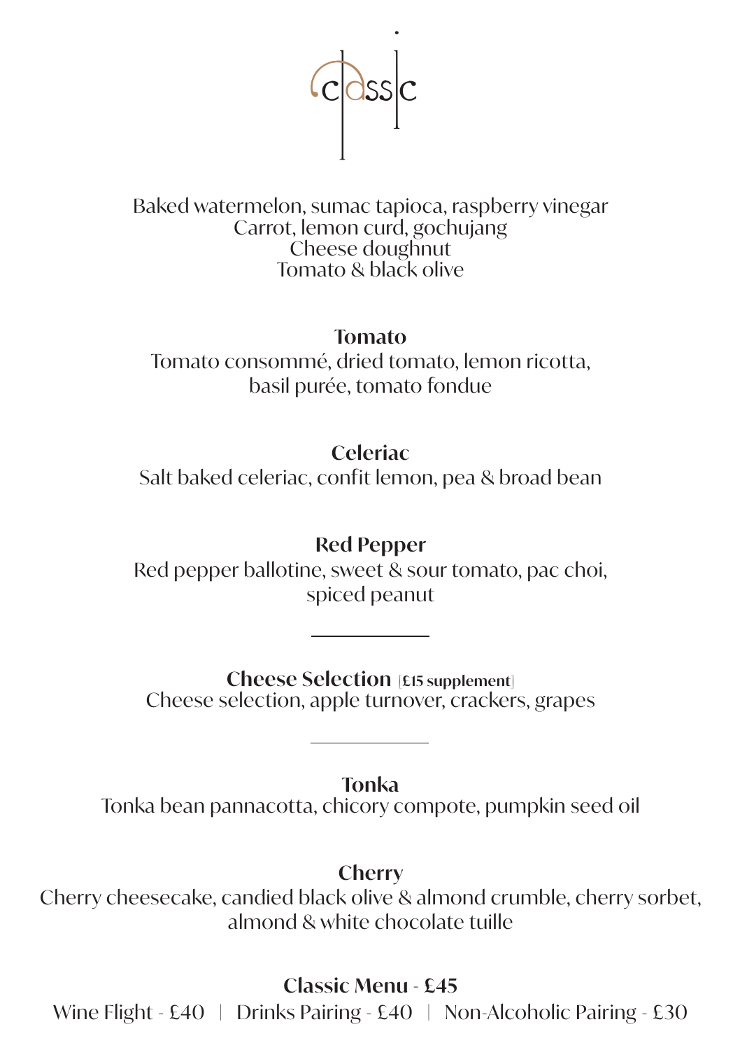# classic

Baked watermelon, sumac tapioca, raspberry vinegar
Carrot, lemon curd, gochujang
Cheese doughnut
Tomato & black olive

**Tomato**
Tomato consommé, dried tomato, lemon ricotta,
basil purée, tomato fondue

**Celeriac**
Salt baked celeriac, confit lemon, pea & broad bean

**Red Pepper**
Red pepper ballotine, sweet & sour tomato, pac choi,
spiced peanut

---

**Cheese Selection** [**£15 supplement**]
Cheese selection, apple turnover, crackers, grapes

---

**Tonka**
Tonka bean pannacotta, chicory compote, pumpkin seed oil

**Cherry**
Cherry cheesecake, candied black olive & almond crumble, cherry sorbet,
almond & white chocolate tuille

**Classic Menu - £45**
Wine Flight - £40 | Drinks Pairing - £40 | Non-Alcoholic Pairing - £30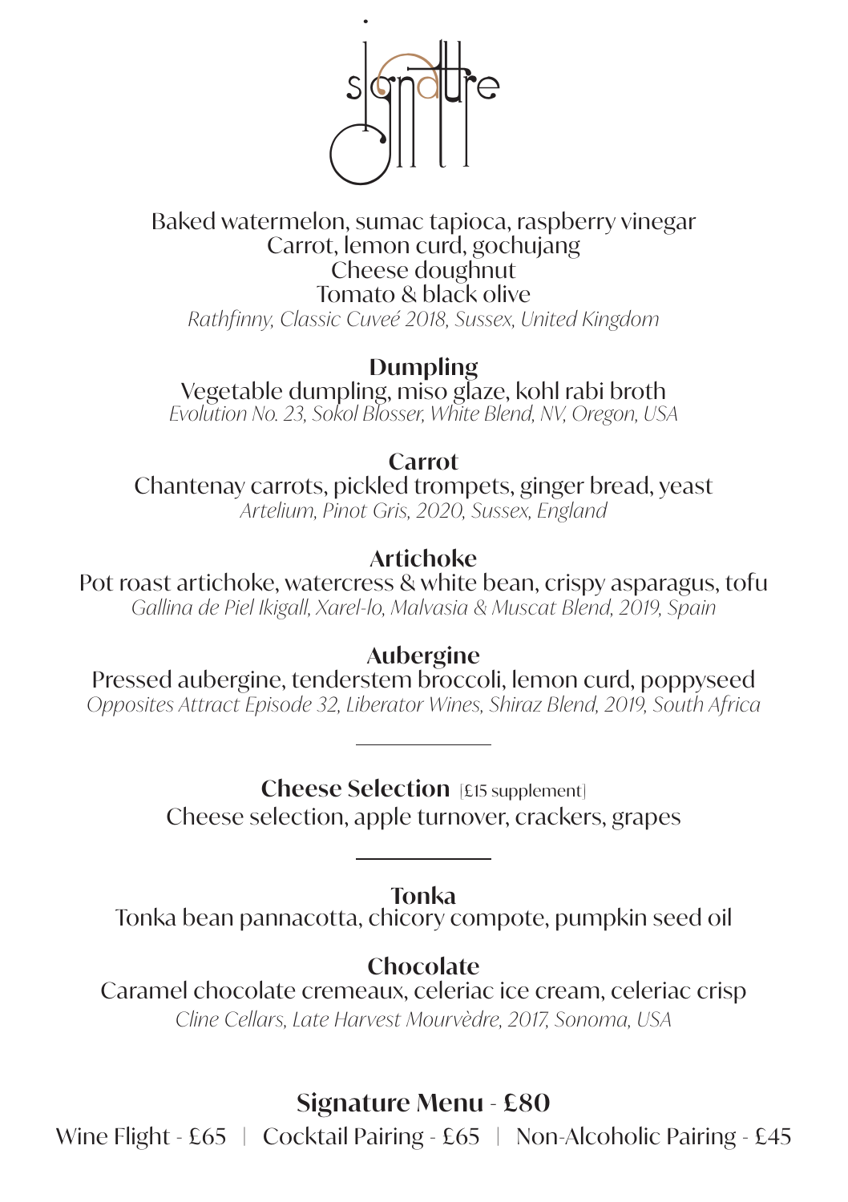# signature

Baked watermelon, sumac tapioca, raspberry vinegar
Carrot, lemon curd, gochujang
Cheese doughnut
Tomato & black olive
*Rathfinny, Classic Cuveé 2018, Sussex, United Kingdom*

**Dumpling**
Vegetable dumpling, miso glaze, kohl rabi broth
*Evolution No. 23, Sokol Blosser, White Blend, NV, Oregon, USA*

**Carrot**
Chantenay carrots, pickled trompets, ginger bread, yeast
*Artelium, Pinot Gris, 2020, Sussex, England*

**Artichoke**
Pot roast artichoke, watercress & white bean, crispy asparagus, tofu
*Gallina de Piel Ikigall, Xarel-lo, Malvasia & Muscat Blend, 2019, Spain*

**Aubergine**
Pressed aubergine, tenderstem broccoli, lemon curd, poppyseed
*Opposites Attract Episode 32, Liberator Wines, Shiraz Blend, 2019, South Africa*

---

**Cheese Selection** [£15 supplement]
Cheese selection, apple turnover, crackers, grapes

---

**Tonka**
Tonka bean pannacotta, chicory compote, pumpkin seed oil

**Chocolate**
Caramel chocolate cremeaux, celeriac ice cream, celeriac crisp
*Cline Cellars, Late Harvest Mourvèdre, 2017, Sonoma, USA*

## Signature Menu - £80

Wine Flight - £65 | Cocktail Pairing - £65 | Non-Alcoholic Pairing - £45